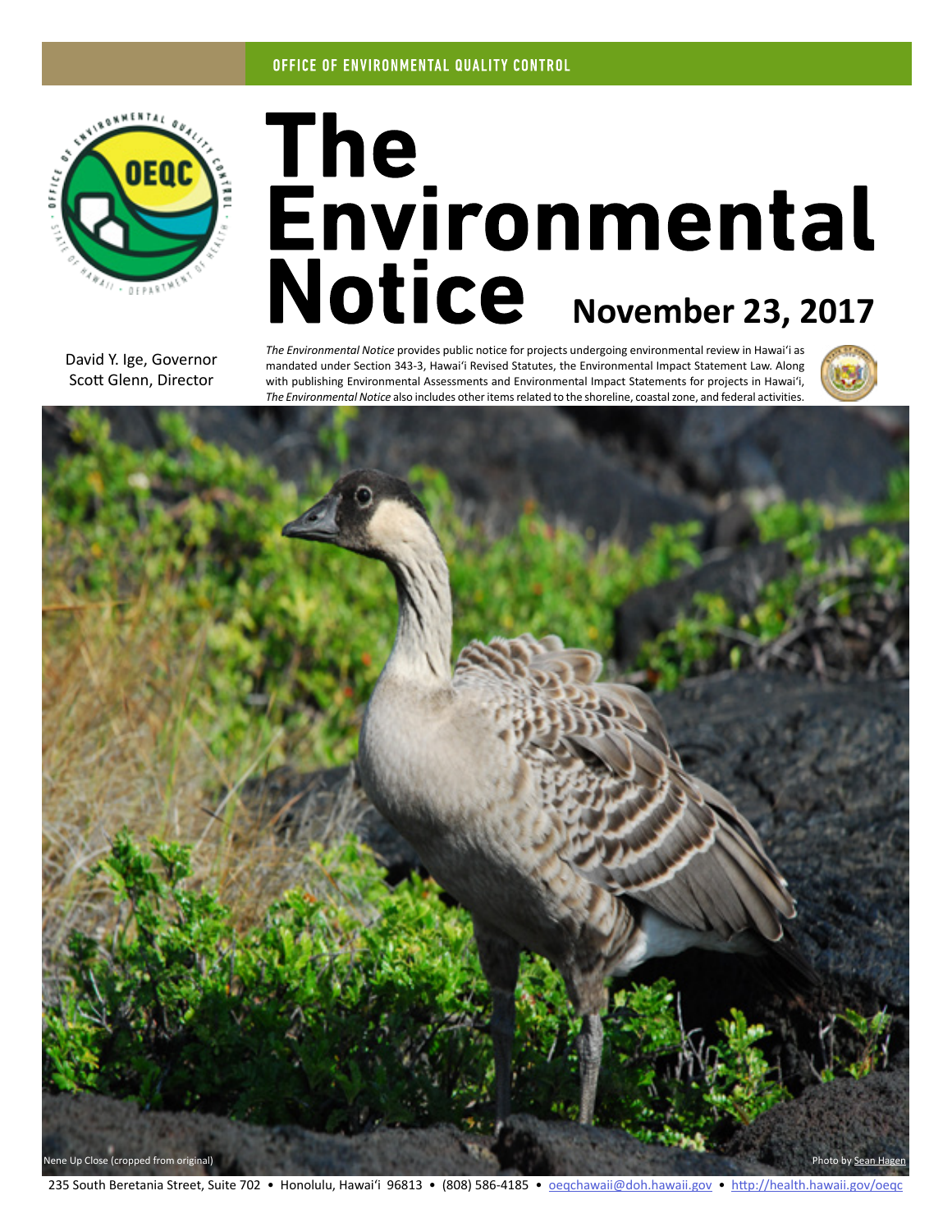OFFICE OF ENVIRONMENTAL QUALITY CONTROL

# The Environmental Notice

**November 23, 2017**

David Y. Ige, Governor
Scott Glenn, Director

*The Environmental Notice* provides public notice for projects undergoing environmental review in Hawai'i as mandated under Section 343-3, Hawai'i Revised Statutes, the Environmental Impact Statement Law. Along with publishing Environmental Assessments and Environmental Impact Statements for projects in Hawai'i, *The Environmental Notice* also includes other items related to the shoreline, coastal zone, and federal activities.

Nene Up Close (cropped from original)

Photo by Sean Hagen

235 South Beretania Street, Suite 702 • Honolulu, Hawai'i 96813 • (808) 586-4185 • oeqchawaii@doh.hawaii.gov • http://health.hawaii.gov/oeqc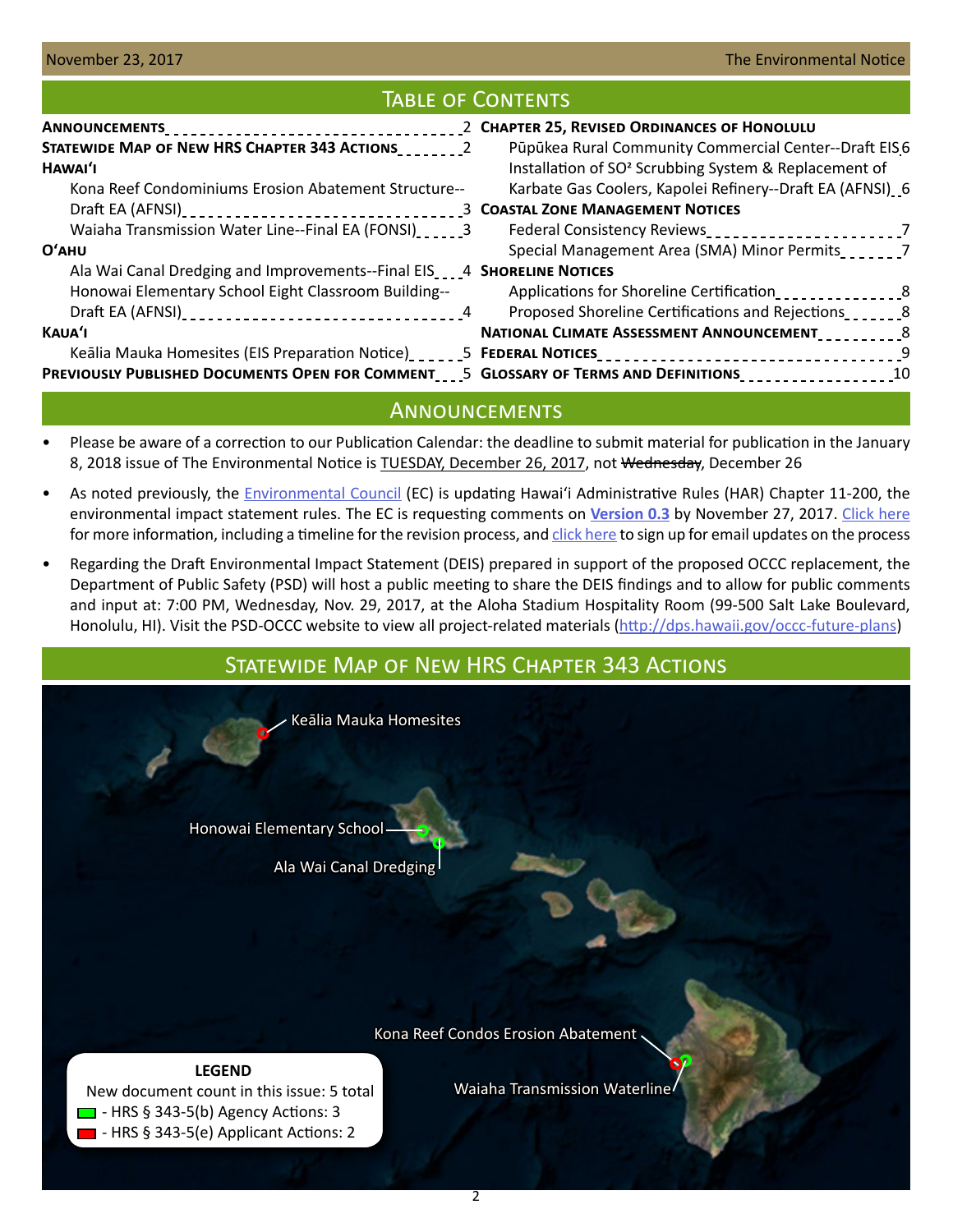# Table of Contents

**Announcements** 2

**Statewide Map of New HRS Chapter 343 Actions** 2

**Hawaiʻi**

- Kona Reef Condominiums Erosion Abatement Structure--Draft EA (AFNSI) 3
- Waiaha Transmission Water Line--Final EA (FONSI) 3

**Oʻahu**

- Ala Wai Canal Dredging and Improvements--Final EIS 4
- Honowai Elementary School Eight Classroom Building--Draft EA (AFNSI) 4

**Kauaʻi**

- Keālia Mauka Homesites (EIS Preparation Notice) 5

**Previously Published Documents Open for Comment** 5

**Chapter 25, Revised Ordinances of Honolulu**

- Pūpūkea Rural Community Commercial Center--Draft EIS 6
- Installation of SO² Scrubbing System & Replacement of Karbate Gas Coolers, Kapolei Refinery--Draft EA (AFNSI) 6

**Coastal Zone Management Notices**

- Federal Consistency Reviews 7
- Special Management Area (SMA) Minor Permits 7

**Shoreline Notices**

- Applications for Shoreline Certification 8
- Proposed Shoreline Certifications and Rejections 8

**National Climate Assessment Announcement** 8

**Federal Notices** 9

**Glossary of Terms and Definitions** 10

# Announcements

- Please be aware of a correction to our Publication Calendar: the deadline to submit material for publication in the January 8, 2018 issue of The Environmental Notice is TUESDAY, December 26, 2017, not ~~Wednesday~~, December 26
- As noted previously, the Environmental Council (EC) is updating Hawaiʻi Administrative Rules (HAR) Chapter 11-200, the environmental impact statement rules. The EC is requesting comments on **Version 0.3** by November 27, 2017. Click here for more information, including a timeline for the revision process, and click here to sign up for email updates on the process
- Regarding the Draft Environmental Impact Statement (DEIS) prepared in support of the proposed OCCC replacement, the Department of Public Safety (PSD) will host a public meeting to share the DEIS findings and to allow for public comments and input at: 7:00 PM, Wednesday, Nov. 29, 2017, at the Aloha Stadium Hospitality Room (99-500 Salt Lake Boulevard, Honolulu, HI). Visit the PSD-OCCC website to view all project-related materials (http://dps.hawaii.gov/occc-future-plans)

# Statewide Map of New HRS Chapter 343 Actions

Keālia Mauka Homesites

Honowai Elementary School

Ala Wai Canal Dredging

Kona Reef Condos Erosion Abatement

Waiaha Transmission Waterline

**LEGEND**

New document count in this issue: 5 total

- HRS § 343-5(b) Agency Actions: 3
- HRS § 343-5(e) Applicant Actions: 2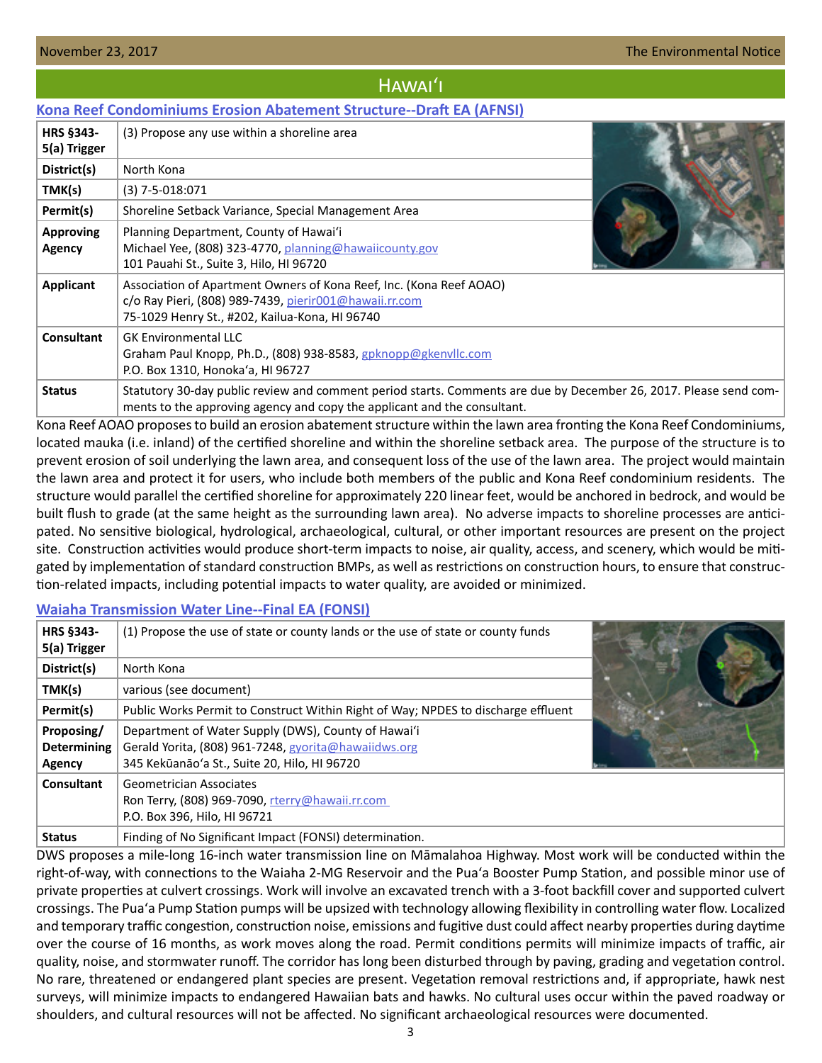# Hawaiʻi

## Kona Reef Condominiums Erosion Abatement Structure--Draft EA (AFNSI)

| | |
|---|---|
| **HRS §343-5(a) Trigger** | (3) Propose any use within a shoreline area |
| **District(s)** | North Kona |
| **TMK(s)** | (3) 7-5-018:071 |
| **Permit(s)** | Shoreline Setback Variance, Special Management Area |
| **Approving Agency** | Planning Department, County of Hawaiʻi<br>Michael Yee, (808) 323-4770, planning@hawaiicounty.gov<br>101 Pauahi St., Suite 3, Hilo, HI 96720 |
| **Applicant** | Association of Apartment Owners of Kona Reef, Inc. (Kona Reef AOAO)<br>c/o Ray Pieri, (808) 989-7439, pierir001@hawaii.rr.com<br>75-1029 Henry St., #202, Kailua-Kona, HI 96740 |
| **Consultant** | GK Environmental LLC<br>Graham Paul Knopp, Ph.D., (808) 938-8583, gpknopp@gkenvllc.com<br>P.O. Box 1310, Honokaʻa, HI 96727 |
| **Status** | Statutory 30-day public review and comment period starts. Comments are due by December 26, 2017. Please send comments to the approving agency and copy the applicant and the consultant. |

Kona Reef AOAO proposes to build an erosion abatement structure within the lawn area fronting the Kona Reef Condominiums, located mauka (i.e. inland) of the certified shoreline and within the shoreline setback area. The purpose of the structure is to prevent erosion of soil underlying the lawn area, and consequent loss of the use of the lawn area. The project would maintain the lawn area and protect it for users, who include both members of the public and Kona Reef condominium residents. The structure would parallel the certified shoreline for approximately 220 linear feet, would be anchored in bedrock, and would be built flush to grade (at the same height as the surrounding lawn area). No adverse impacts to shoreline processes are anticipated. No sensitive biological, hydrological, archaeological, cultural, or other important resources are present on the project site. Construction activities would produce short-term impacts to noise, air quality, access, and scenery, which would be mitigated by implementation of standard construction BMPs, as well as restrictions on construction hours, to ensure that construction-related impacts, including potential impacts to water quality, are avoided or minimized.

## Waiaha Transmission Water Line--Final EA (FONSI)

| | |
|---|---|
| **HRS §343-5(a) Trigger** | (1) Propose the use of state or county lands or the use of state or county funds |
| **District(s)** | North Kona |
| **TMK(s)** | various (see document) |
| **Permit(s)** | Public Works Permit to Construct Within Right of Way; NPDES to discharge effluent |
| **Proposing/ Determining Agency** | Department of Water Supply (DWS), County of Hawaiʻi<br>Gerald Yorita, (808) 961-7248, gyorita@hawaiidws.org<br>345 Kekūanāoʻa St., Suite 20, Hilo, HI 96720 |
| **Consultant** | Geometrician Associates<br>Ron Terry, (808) 969-7090, rterry@hawaii.rr.com<br>P.O. Box 396, Hilo, HI 96721 |
| **Status** | Finding of No Significant Impact (FONSI) determination. |

DWS proposes a mile-long 16-inch water transmission line on Māmalahoa Highway. Most work will be conducted within the right-of-way, with connections to the Waiaha 2-MG Reservoir and the Puaʻa Booster Pump Station, and possible minor use of private properties at culvert crossings. Work will involve an excavated trench with a 3-foot backfill cover and supported culvert crossings. The Puaʻa Pump Station pumps will be upsized with technology allowing flexibility in controlling water flow. Localized and temporary traffic congestion, construction noise, emissions and fugitive dust could affect nearby properties during daytime over the course of 16 months, as work moves along the road. Permit conditions permits will minimize impacts of traffic, air quality, noise, and stormwater runoff. The corridor has long been disturbed through by paving, grading and vegetation control. No rare, threatened or endangered plant species are present. Vegetation removal restrictions and, if appropriate, hawk nest surveys, will minimize impacts to endangered Hawaiian bats and hawks. No cultural uses occur within the paved roadway or shoulders, and cultural resources will not be affected. No significant archaeological resources were documented.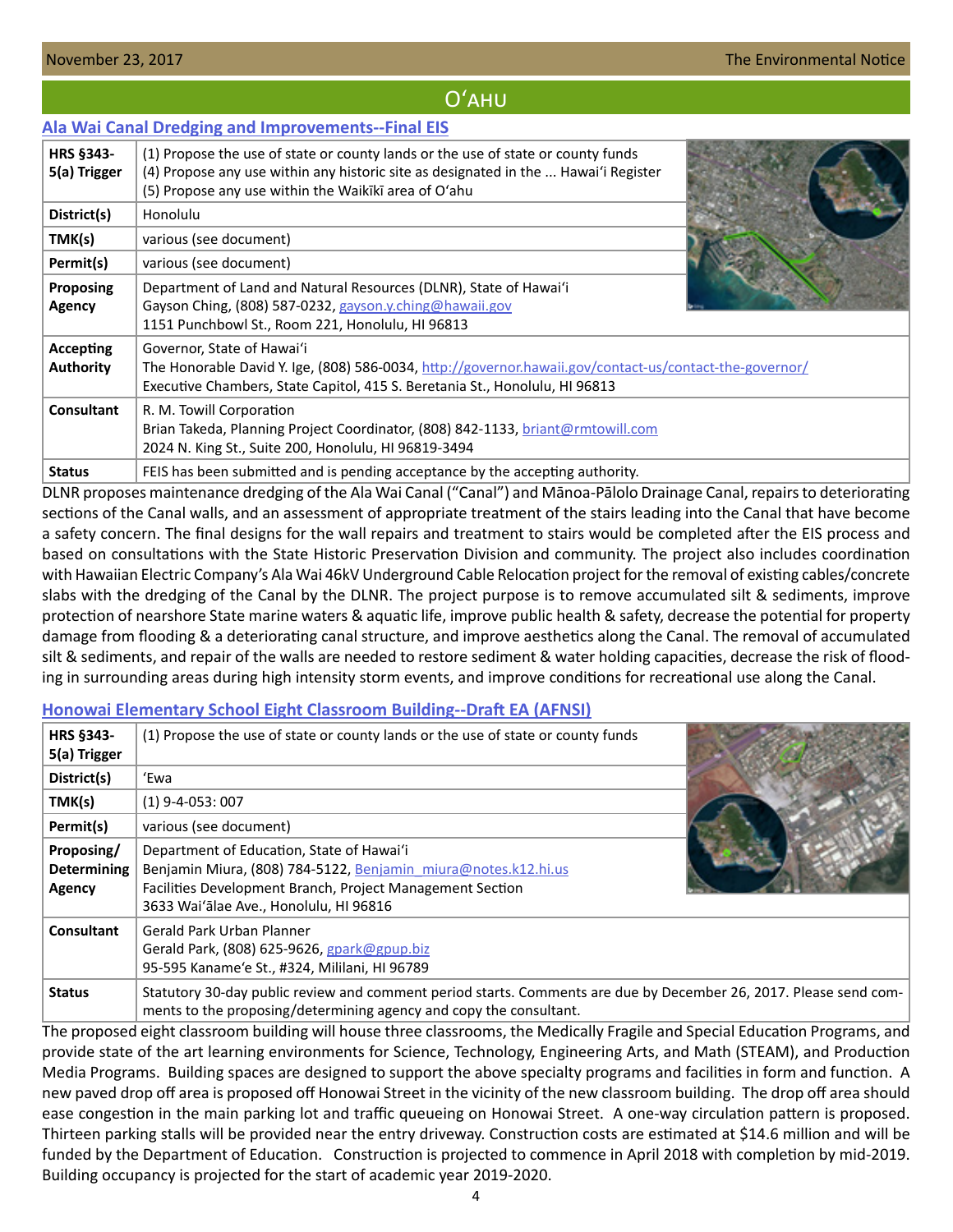## Oʻahu

### Ala Wai Canal Dredging and Improvements--Final EIS

| | |
|---|---|
| **HRS §343-5(a) Trigger** | (1) Propose the use of state or county lands or the use of state or county funds<br>(4) Propose any use within any historic site as designated in the ... Hawaiʻi Register<br>(5) Propose any use within the Waikīkī area of Oʻahu |
| **District(s)** | Honolulu |
| **TMK(s)** | various (see document) |
| **Permit(s)** | various (see document) |
| **Proposing Agency** | Department of Land and Natural Resources (DLNR), State of Hawaiʻi<br>Gayson Ching, (808) 587-0232, gayson.y.ching@hawaii.gov<br>1151 Punchbowl St., Room 221, Honolulu, HI 96813 |
| **Accepting Authority** | Governor, State of Hawaiʻi<br>The Honorable David Y. Ige, (808) 586-0034, http://governor.hawaii.gov/contact-us/contact-the-governor/<br>Executive Chambers, State Capitol, 415 S. Beretania St., Honolulu, HI 96813 |
| **Consultant** | R. M. Towill Corporation<br>Brian Takeda, Planning Project Coordinator, (808) 842-1133, briant@rmtowill.com<br>2024 N. King St., Suite 200, Honolulu, HI 96819-3494 |
| **Status** | FEIS has been submitted and is pending acceptance by the accepting authority. |

DLNR proposes maintenance dredging of the Ala Wai Canal ("Canal") and Mānoa-Pālolo Drainage Canal, repairs to deteriorating sections of the Canal walls, and an assessment of appropriate treatment of the stairs leading into the Canal that have become a safety concern. The final designs for the wall repairs and treatment to stairs would be completed after the EIS process and based on consultations with the State Historic Preservation Division and community. The project also includes coordination with Hawaiian Electric Company's Ala Wai 46kV Underground Cable Relocation project for the removal of existing cables/concrete slabs with the dredging of the Canal by the DLNR. The project purpose is to remove accumulated silt & sediments, improve protection of nearshore State marine waters & aquatic life, improve public health & safety, decrease the potential for property damage from flooding & a deteriorating canal structure, and improve aesthetics along the Canal. The removal of accumulated silt & sediments, and repair of the walls are needed to restore sediment & water holding capacities, decrease the risk of flooding in surrounding areas during high intensity storm events, and improve conditions for recreational use along the Canal.

### Honowai Elementary School Eight Classroom Building--Draft EA (AFNSI)

| | |
|---|---|
| **HRS §343-5(a) Trigger** | (1) Propose the use of state or county lands or the use of state or county funds |
| **District(s)** | ʻEwa |
| **TMK(s)** | (1) 9-4-053: 007 |
| **Permit(s)** | various (see document) |
| **Proposing/ Determining Agency** | Department of Education, State of Hawaiʻi<br>Benjamin Miura, (808) 784-5122, Benjamin_miura@notes.k12.hi.us<br>Facilities Development Branch, Project Management Section<br>3633 Waiʻālae Ave., Honolulu, HI 96816 |
| **Consultant** | Gerald Park Urban Planner<br>Gerald Park, (808) 625-9626, gpark@gpup.biz<br>95-595 Kanameʻe St., #324, Mililani, HI 96789 |
| **Status** | Statutory 30-day public review and comment period starts. Comments are due by December 26, 2017. Please send comments to the proposing/determining agency and copy the consultant. |

The proposed eight classroom building will house three classrooms, the Medically Fragile and Special Education Programs, and provide state of the art learning environments for Science, Technology, Engineering Arts, and Math (STEAM), and Production Media Programs. Building spaces are designed to support the above specialty programs and facilities in form and function. A new paved drop off area is proposed off Honowai Street in the vicinity of the new classroom building. The drop off area should ease congestion in the main parking lot and traffic queueing on Honowai Street. A one-way circulation pattern is proposed. Thirteen parking stalls will be provided near the entry driveway. Construction costs are estimated at $14.6 million and will be funded by the Department of Education. Construction is projected to commence in April 2018 with completion by mid-2019. Building occupancy is projected for the start of academic year 2019-2020.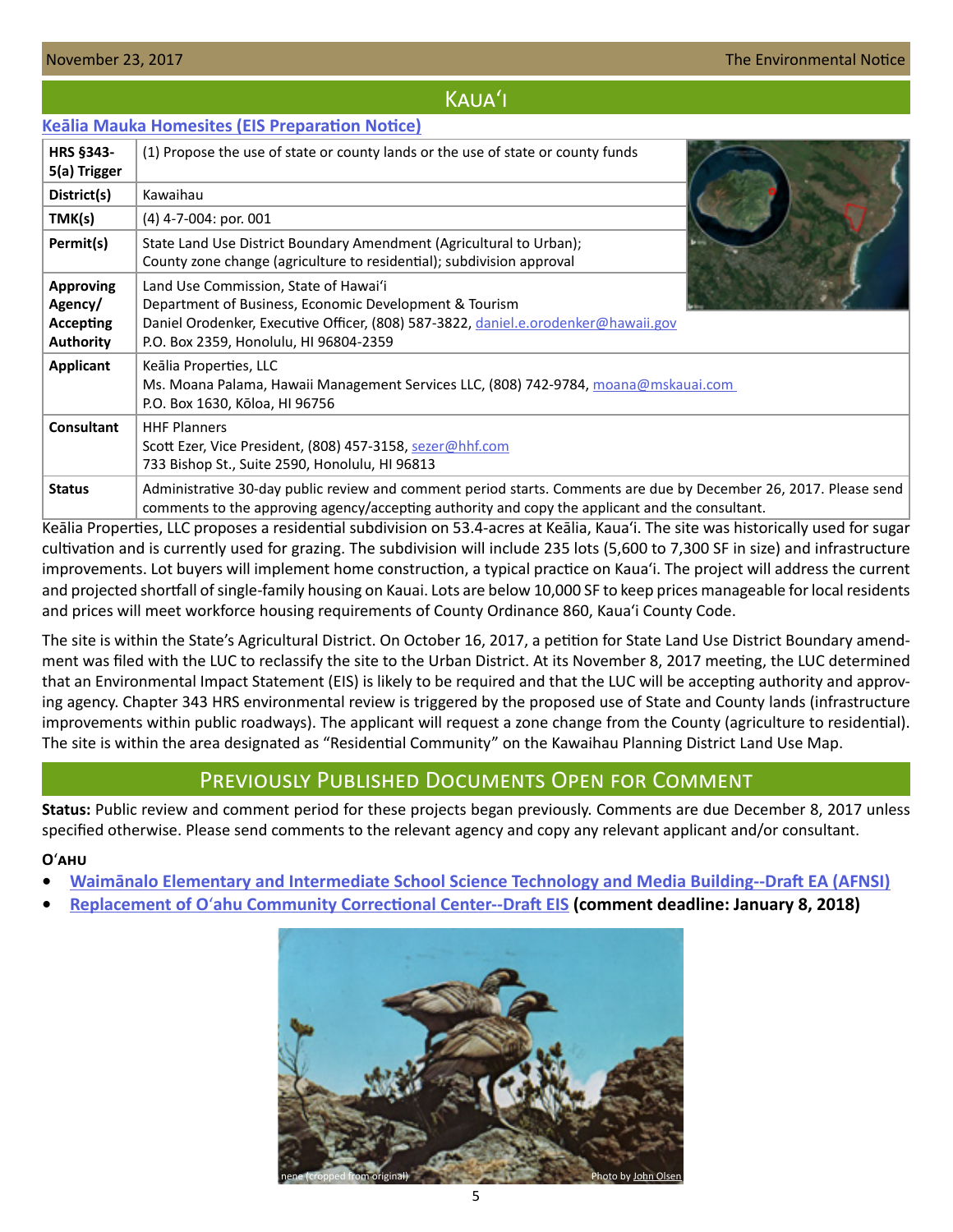## Kauaʻi

### [Keālia Mauka Homesites (EIS Preparation Notice)]

| | |
|---|---|
| **HRS §343-5(a) Trigger** | (1) Propose the use of state or county lands or the use of state or county funds |
| **District(s)** | Kawaihau |
| **TMK(s)** | (4) 4-7-004: por. 001 |
| **Permit(s)** | State Land Use District Boundary Amendment (Agricultural to Urban); County zone change (agriculture to residential); subdivision approval |
| **Approving Agency/ Accepting Authority** | Land Use Commission, State of Hawaiʻi<br>Department of Business, Economic Development & Tourism<br>Daniel Orodenker, Executive Officer, (808) 587-3822, daniel.e.orodenker@hawaii.gov<br>P.O. Box 2359, Honolulu, HI 96804-2359 |
| **Applicant** | Keālia Properties, LLC<br>Ms. Moana Palama, Hawaii Management Services LLC, (808) 742-9784, moana@mskauai.com<br>P.O. Box 1630, Kōloa, HI 96756 |
| **Consultant** | HHF Planners<br>Scott Ezer, Vice President, (808) 457-3158, sezer@hhf.com<br>733 Bishop St., Suite 2590, Honolulu, HI 96813 |
| **Status** | Administrative 30-day public review and comment period starts. Comments are due by December 26, 2017. Please send comments to the approving agency/accepting authority and copy the applicant and the consultant. |

Keālia Properties, LLC proposes a residential subdivision on 53.4-acres at Keālia, Kauaʻi. The site was historically used for sugar cultivation and is currently used for grazing. The subdivision will include 235 lots (5,600 to 7,300 SF in size) and infrastructure improvements. Lot buyers will implement home construction, a typical practice on Kauaʻi. The project will address the current and projected shortfall of single-family housing on Kauai. Lots are below 10,000 SF to keep prices manageable for local residents and prices will meet workforce housing requirements of County Ordinance 860, Kauaʻi County Code.

The site is within the State's Agricultural District. On October 16, 2017, a petition for State Land Use District Boundary amendment was filed with the LUC to reclassify the site to the Urban District. At its November 8, 2017 meeting, the LUC determined that an Environmental Impact Statement (EIS) is likely to be required and that the LUC will be accepting authority and approving agency. Chapter 343 HRS environmental review is triggered by the proposed use of State and County lands (infrastructure improvements within public roadways). The applicant will request a zone change from the County (agriculture to residential). The site is within the area designated as "Residential Community" on the Kawaihau Planning District Land Use Map.

## Previously Published Documents Open for Comment

**Status:** Public review and comment period for these projects began previously. Comments are due December 8, 2017 unless specified otherwise. Please send comments to the relevant agency and copy any relevant applicant and/or consultant.

**Oʻahu**

- Waimānalo Elementary and Intermediate School Science Technology and Media Building--Draft EA (AFNSI)
- Replacement of Oʻahu Community Correctional Center--Draft EIS **(comment deadline: January 8, 2018)**

nene (cropped from original) Photo by John Olsen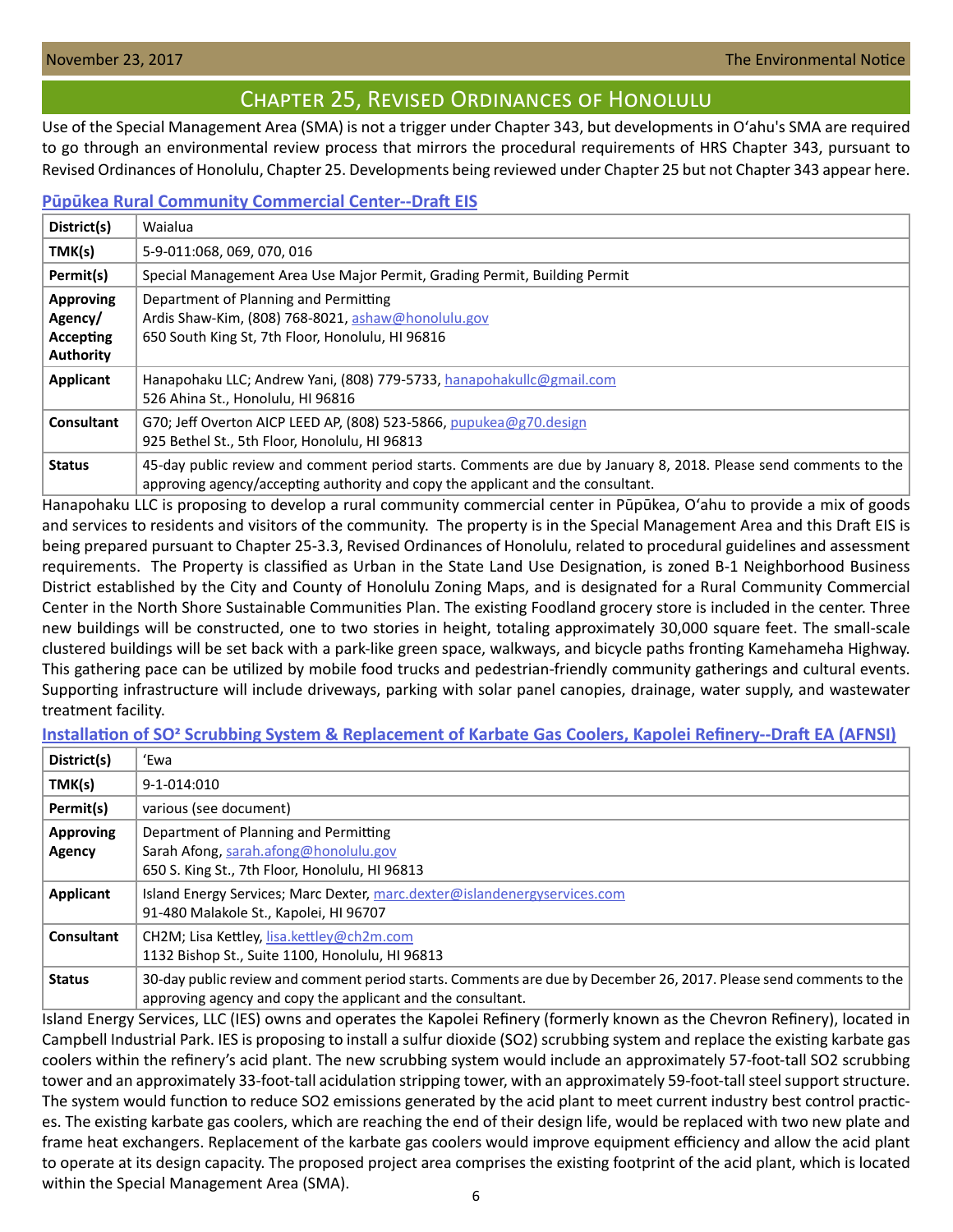## Chapter 25, Revised Ordinances of Honolulu

Use of the Special Management Area (SMA) is not a trigger under Chapter 343, but developments in Oʻahu's SMA are required to go through an environmental review process that mirrors the procedural requirements of HRS Chapter 343, pursuant to Revised Ordinances of Honolulu, Chapter 25. Developments being reviewed under Chapter 25 but not Chapter 343 appear here.

### Pūpūkea Rural Community Commercial Center--Draft EIS

| | |
|---|---|
| **District(s)** | Waialua |
| **TMK(s)** | 5-9-011:068, 069, 070, 016 |
| **Permit(s)** | Special Management Area Use Major Permit, Grading Permit, Building Permit |
| **Approving Agency/ Accepting Authority** | Department of Planning and Permitting<br>Ardis Shaw-Kim, (808) 768-8021, ashaw@honolulu.gov<br>650 South King St, 7th Floor, Honolulu, HI 96816 |
| **Applicant** | Hanapohaku LLC; Andrew Yani, (808) 779-5733, hanapohakullc@gmail.com<br>526 Ahina St., Honolulu, HI 96816 |
| **Consultant** | G70; Jeff Overton AICP LEED AP, (808) 523-5866, pupukea@g70.design<br>925 Bethel St., 5th Floor, Honolulu, HI 96813 |
| **Status** | 45-day public review and comment period starts. Comments are due by January 8, 2018. Please send comments to the approving agency/accepting authority and copy the applicant and the consultant. |

Hanapohaku LLC is proposing to develop a rural community commercial center in Pūpūkea, Oʻahu to provide a mix of goods and services to residents and visitors of the community. The property is in the Special Management Area and this Draft EIS is being prepared pursuant to Chapter 25-3.3, Revised Ordinances of Honolulu, related to procedural guidelines and assessment requirements. The Property is classified as Urban in the State Land Use Designation, is zoned B-1 Neighborhood Business District established by the City and County of Honolulu Zoning Maps, and is designated for a Rural Community Commercial Center in the North Shore Sustainable Communities Plan. The existing Foodland grocery store is included in the center. Three new buildings will be constructed, one to two stories in height, totaling approximately 30,000 square feet. The small-scale clustered buildings will be set back with a park-like green space, walkways, and bicycle paths fronting Kamehameha Highway. This gathering pace can be utilized by mobile food trucks and pedestrian-friendly community gatherings and cultural events. Supporting infrastructure will include driveways, parking with solar panel canopies, drainage, water supply, and wastewater treatment facility.

### Installation of $SO^2$ Scrubbing System & Replacement of Karbate Gas Coolers, Kapolei Refinery--Draft EA (AFNSI)

| | |
|---|---|
| **District(s)** | ʻEwa |
| **TMK(s)** | 9-1-014:010 |
| **Permit(s)** | various (see document) |
| **Approving Agency** | Department of Planning and Permitting<br>Sarah Afong, sarah.afong@honolulu.gov<br>650 S. King St., 7th Floor, Honolulu, HI 96813 |
| **Applicant** | Island Energy Services; Marc Dexter, marc.dexter@islandenergyservices.com<br>91-480 Malakole St., Kapolei, HI 96707 |
| **Consultant** | CH2M; Lisa Kettley, lisa.kettley@ch2m.com<br>1132 Bishop St., Suite 1100, Honolulu, HI 96813 |
| **Status** | 30-day public review and comment period starts. Comments are due by December 26, 2017. Please send comments to the approving agency and copy the applicant and the consultant. |

Island Energy Services, LLC (IES) owns and operates the Kapolei Refinery (formerly known as the Chevron Refinery), located in Campbell Industrial Park. IES is proposing to install a sulfur dioxide (SO2) scrubbing system and replace the existing karbate gas coolers within the refinery's acid plant. The new scrubbing system would include an approximately 57-foot-tall SO2 scrubbing tower and an approximately 33-foot-tall acidulation stripping tower, with an approximately 59-foot-tall steel support structure. The system would function to reduce SO2 emissions generated by the acid plant to meet current industry best control practices. The existing karbate gas coolers, which are reaching the end of their design life, would be replaced with two new plate and frame heat exchangers. Replacement of the karbate gas coolers would improve equipment efficiency and allow the acid plant to operate at its design capacity. The proposed project area comprises the existing footprint of the acid plant, which is located within the Special Management Area (SMA).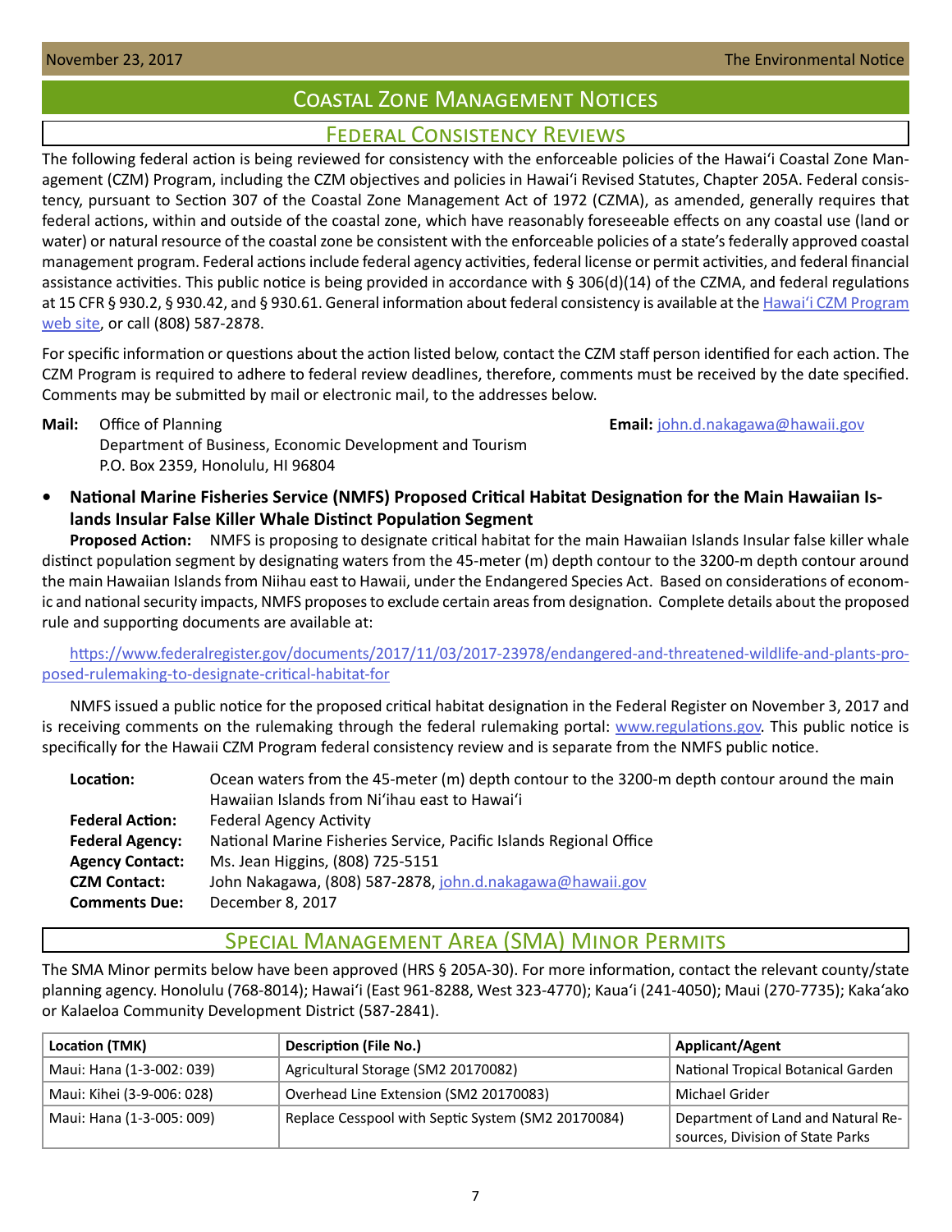# Coastal Zone Management Notices

## Federal Consistency Reviews

The following federal action is being reviewed for consistency with the enforceable policies of the Hawaiʻi Coastal Zone Management (CZM) Program, including the CZM objectives and policies in Hawaiʻi Revised Statutes, Chapter 205A. Federal consistency, pursuant to Section 307 of the Coastal Zone Management Act of 1972 (CZMA), as amended, generally requires that federal actions, within and outside of the coastal zone, which have reasonably foreseeable effects on any coastal use (land or water) or natural resource of the coastal zone be consistent with the enforceable policies of a state's federally approved coastal management program. Federal actions include federal agency activities, federal license or permit activities, and federal financial assistance activities. This public notice is being provided in accordance with § 306(d)(14) of the CZMA, and federal regulations at 15 CFR § 930.2, § 930.42, and § 930.61. General information about federal consistency is available at the Hawaiʻi CZM Program web site, or call (808) 587-2878.

For specific information or questions about the action listed below, contact the CZM staff person identified for each action. The CZM Program is required to adhere to federal review deadlines, therefore, comments must be received by the date specified. Comments may be submitted by mail or electronic mail, to the addresses below.

**Mail:** Office of Planning
Department of Business, Economic Development and Tourism
P.O. Box 2359, Honolulu, HI 96804

**Email:** john.d.nakagawa@hawaii.gov

- **National Marine Fisheries Service (NMFS) Proposed Critical Habitat Designation for the Main Hawaiian Islands Insular False Killer Whale Distinct Population Segment**

**Proposed Action:** NMFS is proposing to designate critical habitat for the main Hawaiian Islands Insular false killer whale distinct population segment by designating waters from the 45-meter (m) depth contour to the 3200-m depth contour around the main Hawaiian Islands from Niihau east to Hawaii, under the Endangered Species Act. Based on considerations of economic and national security impacts, NMFS proposes to exclude certain areas from designation. Complete details about the proposed rule and supporting documents are available at:

https://www.federalregister.gov/documents/2017/11/03/2017-23978/endangered-and-threatened-wildlife-and-plants-proposed-rulemaking-to-designate-critical-habitat-for

NMFS issued a public notice for the proposed critical habitat designation in the Federal Register on November 3, 2017 and is receiving comments on the rulemaking through the federal rulemaking portal: www.regulations.gov. This public notice is specifically for the Hawaii CZM Program federal consistency review and is separate from the NMFS public notice.

**Location:** Ocean waters from the 45-meter (m) depth contour to the 3200-m depth contour around the main Hawaiian Islands from Niʻihau east to Hawaiʻi
**Federal Action:** Federal Agency Activity
**Federal Agency:** National Marine Fisheries Service, Pacific Islands Regional Office
**Agency Contact:** Ms. Jean Higgins, (808) 725-5151
**CZM Contact:** John Nakagawa, (808) 587-2878, john.d.nakagawa@hawaii.gov
**Comments Due:** December 8, 2017

## Special Management Area (SMA) Minor Permits

The SMA Minor permits below have been approved (HRS § 205A-30). For more information, contact the relevant county/state planning agency. Honolulu (768-8014); Hawaiʻi (East 961-8288, West 323-4770); Kauaʻi (241-4050); Maui (270-7735); Kakaʻako or Kalaeloa Community Development District (587-2841).

| Location (TMK) | Description (File No.) | Applicant/Agent |
|---|---|---|
| Maui: Hana (1-3-002: 039) | Agricultural Storage (SM2 20170082) | National Tropical Botanical Garden |
| Maui: Kihei (3-9-006: 028) | Overhead Line Extension (SM2 20170083) | Michael Grider |
| Maui: Hana (1-3-005: 009) | Replace Cesspool with Septic System (SM2 20170084) | Department of Land and Natural Resources, Division of State Parks |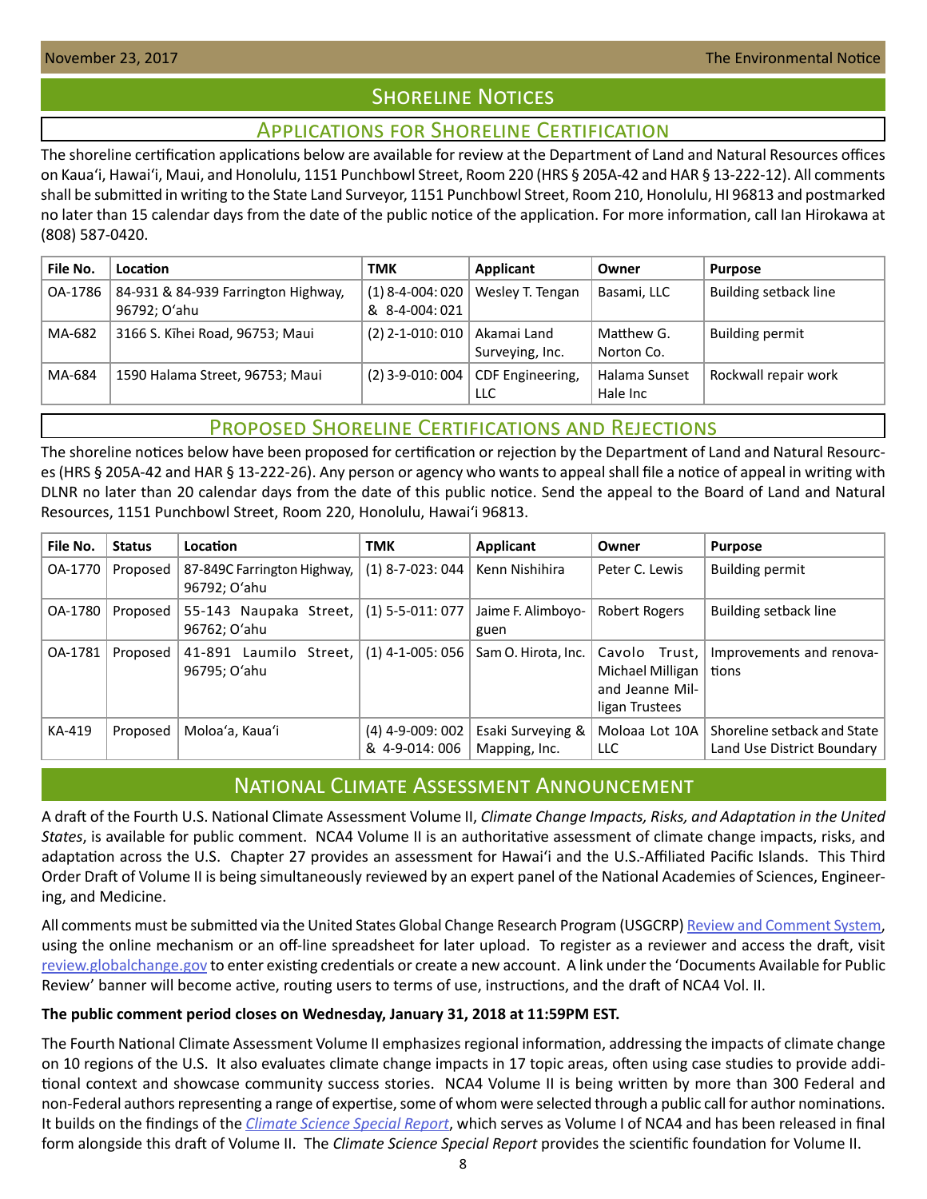# Shoreline Notices

## Applications for Shoreline Certification

The shoreline certification applications below are available for review at the Department of Land and Natural Resources offices on Kauaʻi, Hawaiʻi, Maui, and Honolulu, 1151 Punchbowl Street, Room 220 (HRS § 205A-42 and HAR § 13-222-12). All comments shall be submitted in writing to the State Land Surveyor, 1151 Punchbowl Street, Room 210, Honolulu, HI 96813 and postmarked no later than 15 calendar days from the date of the public notice of the application. For more information, call Ian Hirokawa at (808) 587-0420.

| File No. | Location | TMK | Applicant | Owner | Purpose |
|---|---|---|---|---|---|
| OA-1786 | 84-931 & 84-939 Farrington Highway, 96792; Oʻahu | (1) 8-4-004: 020 & 8-4-004: 021 | Wesley T. Tengan | Basami, LLC | Building setback line |
| MA-682 | 3166 S. Kīhei Road, 96753; Maui | (2) 2-1-010: 010 | Akamai Land Surveying, Inc. | Matthew G. Norton Co. | Building permit |
| MA-684 | 1590 Halama Street, 96753; Maui | (2) 3-9-010: 004 | CDF Engineering, LLC | Halama Sunset Hale Inc | Rockwall repair work |

## Proposed Shoreline Certifications and Rejections

The shoreline notices below have been proposed for certification or rejection by the Department of Land and Natural Resources (HRS § 205A-42 and HAR § 13-222-26). Any person or agency who wants to appeal shall file a notice of appeal in writing with DLNR no later than 20 calendar days from the date of this public notice. Send the appeal to the Board of Land and Natural Resources, 1151 Punchbowl Street, Room 220, Honolulu, Hawaiʻi 96813.

| File No. | Status | Location | TMK | Applicant | Owner | Purpose |
|---|---|---|---|---|---|---|
| OA-1770 | Proposed | 87-849C Farrington Highway, 96792; Oʻahu | (1) 8-7-023: 044 | Kenn Nishihira | Peter C. Lewis | Building permit |
| OA-1780 | Proposed | 55-143 Naupaka Street, 96762; Oʻahu | (1) 5-5-011: 077 | Jaime F. Alimboyoguen | Robert Rogers | Building setback line |
| OA-1781 | Proposed | 41-891 Laumilo Street, 96795; Oʻahu | (1) 4-1-005: 056 | Sam O. Hirota, Inc. | Cavolo Trust, Michael Milligan and Jeanne Milligan Trustees | Improvements and renovations |
| KA-419 | Proposed | Moloaʻa, Kauaʻi | (4) 4-9-009: 002 & 4-9-014: 006 | Esaki Surveying & Mapping, Inc. | Moloaa Lot 10A LLC | Shoreline setback and State Land Use District Boundary |

# National Climate Assessment Announcement

A draft of the Fourth U.S. National Climate Assessment Volume II, *Climate Change Impacts, Risks, and Adaptation in the United States*, is available for public comment. NCA4 Volume II is an authoritative assessment of climate change impacts, risks, and adaptation across the U.S. Chapter 27 provides an assessment for Hawaiʻi and the U.S.-Affiliated Pacific Islands. This Third Order Draft of Volume II is being simultaneously reviewed by an expert panel of the National Academies of Sciences, Engineering, and Medicine.

All comments must be submitted via the United States Global Change Research Program (USGCRP) Review and Comment System, using the online mechanism or an off-line spreadsheet for later upload. To register as a reviewer and access the draft, visit review.globalchange.gov to enter existing credentials or create a new account. A link under the 'Documents Available for Public Review' banner will become active, routing users to terms of use, instructions, and the draft of NCA4 Vol. II.

**The public comment period closes on Wednesday, January 31, 2018 at 11:59PM EST.**

The Fourth National Climate Assessment Volume II emphasizes regional information, addressing the impacts of climate change on 10 regions of the U.S. It also evaluates climate change impacts in 17 topic areas, often using case studies to provide additional context and showcase community success stories. NCA4 Volume II is being written by more than 300 Federal and non-Federal authors representing a range of expertise, some of whom were selected through a public call for author nominations. It builds on the findings of the *Climate Science Special Report*, which serves as Volume I of NCA4 and has been released in final form alongside this draft of Volume II. The *Climate Science Special Report* provides the scientific foundation for Volume II.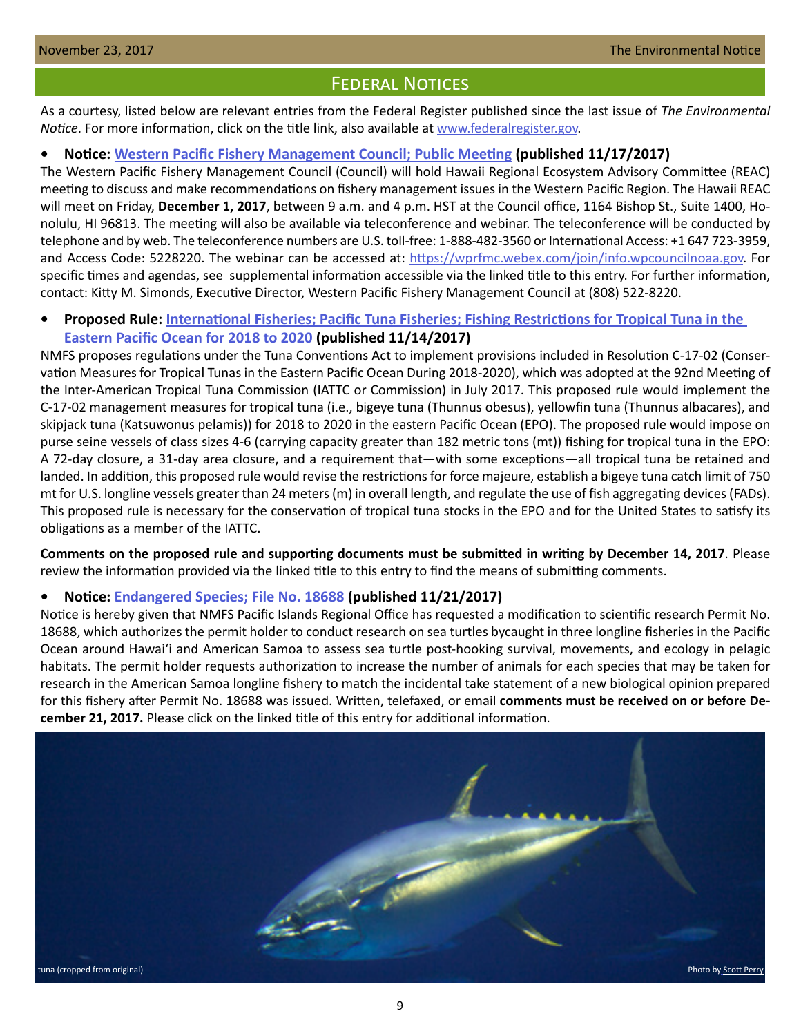## Federal Notices

As a courtesy, listed below are relevant entries from the Federal Register published since the last issue of *The Environmental Notice*. For more information, click on the title link, also available at www.federalregister.gov.

- **Notice: Western Pacific Fishery Management Council; Public Meeting (published 11/17/2017)**

The Western Pacific Fishery Management Council (Council) will hold Hawaii Regional Ecosystem Advisory Committee (REAC) meeting to discuss and make recommendations on fishery management issues in the Western Pacific Region. The Hawaii REAC will meet on Friday, **December 1, 2017**, between 9 a.m. and 4 p.m. HST at the Council office, 1164 Bishop St., Suite 1400, Honolulu, HI 96813. The meeting will also be available via teleconference and webinar. The teleconference will be conducted by telephone and by web. The teleconference numbers are U.S. toll-free: 1-888-482-3560 or International Access: +1 647 723-3959, and Access Code: 5228220. The webinar can be accessed at: https://wprfmc.webex.com/join/info.wpcouncilnoaa.gov. For specific times and agendas, see supplemental information accessible via the linked title to this entry. For further information, contact: Kitty M. Simonds, Executive Director, Western Pacific Fishery Management Council at (808) 522-8220.

- **Proposed Rule: International Fisheries; Pacific Tuna Fisheries; Fishing Restrictions for Tropical Tuna in the Eastern Pacific Ocean for 2018 to 2020 (published 11/14/2017)**

NMFS proposes regulations under the Tuna Conventions Act to implement provisions included in Resolution C-17-02 (Conservation Measures for Tropical Tunas in the Eastern Pacific Ocean During 2018-2020), which was adopted at the 92nd Meeting of the Inter-American Tropical Tuna Commission (IATTC or Commission) in July 2017. This proposed rule would implement the C-17-02 management measures for tropical tuna (i.e., bigeye tuna (Thunnus obesus), yellowfin tuna (Thunnus albacares), and skipjack tuna (Katsuwonus pelamis)) for 2018 to 2020 in the eastern Pacific Ocean (EPO). The proposed rule would impose on purse seine vessels of class sizes 4-6 (carrying capacity greater than 182 metric tons (mt)) fishing for tropical tuna in the EPO: A 72-day closure, a 31-day area closure, and a requirement that—with some exceptions—all tropical tuna be retained and landed. In addition, this proposed rule would revise the restrictions for force majeure, establish a bigeye tuna catch limit of 750 mt for U.S. longline vessels greater than 24 meters (m) in overall length, and regulate the use of fish aggregating devices (FADs). This proposed rule is necessary for the conservation of tropical tuna stocks in the EPO and for the United States to satisfy its obligations as a member of the IATTC.

**Comments on the proposed rule and supporting documents must be submitted in writing by December 14, 2017**. Please review the information provided via the linked title to this entry to find the means of submitting comments.

- **Notice: Endangered Species; File No. 18688 (published 11/21/2017)**

Notice is hereby given that NMFS Pacific Islands Regional Office has requested a modification to scientific research Permit No. 18688, which authorizes the permit holder to conduct research on sea turtles bycaught in three longline fisheries in the Pacific Ocean around Hawai'i and American Samoa to assess sea turtle post-hooking survival, movements, and ecology in pelagic habitats. The permit holder requests authorization to increase the number of animals for each species that may be taken for research in the American Samoa longline fishery to match the incidental take statement of a new biological opinion prepared for this fishery after Permit No. 18688 was issued. Written, telefaxed, or email **comments must be received on or before December 21, 2017.** Please click on the linked title of this entry for additional information.

tuna (cropped from original) Photo by Scott Perry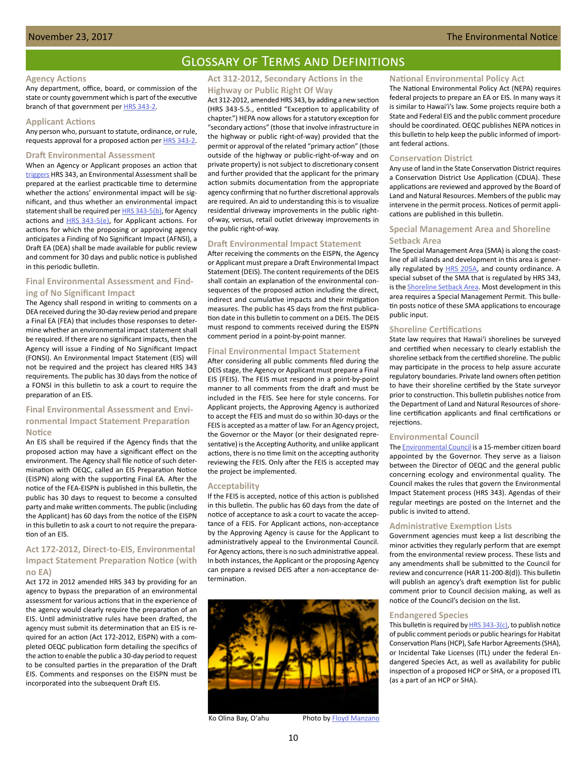# Glossary of Terms and Definitions

### Agency Actions

Any department, office, board, or commission of the state or county government which is part of the executive branch of that government per HRS 343-2.

### Applicant Actions

Any person who, pursuant to statute, ordinance, or rule, requests approval for a proposed action per HRS 343-2.

### Draft Environmental Assessment

When an Agency or Applicant proposes an action that triggers HRS 343, an Environmental Assessment shall be prepared at the earliest practicable time to determine whether the actions' environmental impact will be significant, and thus whether an environmental impact statement shall be required per HRS 343-5(b), for Agency actions and HRS 343-5(e), for Applicant actions. For actions for which the proposing or approving agency anticipates a Finding of No Significant Impact (AFNSI), a Draft EA (DEA) shall be made available for public review and comment for 30 days and public notice is published in this periodic bulletin.

### Final Environmental Assessment and Finding of No Significant Impact

The Agency shall respond in writing to comments on a DEA received during the 30-day review period and prepare a Final EA (FEA) that includes those responses to determine whether an environmental impact statement shall be required. If there are no significant impacts, then the Agency will issue a Finding of No Significant Impact (FONSI). An Environmental Impact Statement (EIS) will not be required and the project has cleared HRS 343 requirements. The public has 30 days from the notice of a FONSI in this bulletin to ask a court to require the preparation of an EIS.

### Final Environmental Assessment and Environmental Impact Statement Preparation Notice

An EIS shall be required if the Agency finds that the proposed action may have a significant effect on the environment. The Agency shall file notice of such determination with OEQC, called an EIS Preparation Notice (EISPN) along with the supporting Final EA. After the notice of the FEA-EISPN is published in this bulletin, the public has 30 days to request to become a consulted party and make written comments. The public (including the Applicant) has 60 days from the notice of the EISPN in this bulletin to ask a court to not require the preparation of an EIS.

### Act 172-2012, Direct-to-EIS, Environmental Impact Statement Preparation Notice (with no EA)

Act 172 in 2012 amended HRS 343 by providing for an agency to bypass the preparation of an environmental assessment for various actions that in the experience of the agency would clearly require the preparation of an EIS. Until administrative rules have been drafted, the agency must submit its determination that an EIS is required for an action (Act 172-2012, EISPN) with a completed OEQC publication form detailing the specifics of the action to enable the public a 30-day period to request to be consulted parties in the preparation of the Draft EIS. Comments and responses on the EISPN must be incorporated into the subsequent Draft EIS.

### Act 312-2012, Secondary Actions in the Highway or Public Right Of Way

Act 312-2012, amended HRS 343, by adding a new section (HRS 343-5.5., entitled "Exception to applicability of chapter.") HEPA now allows for a statutory exception for "secondary actions" (those that involve infrastructure in the highway or public right-of-way) provided that the permit or approval of the related "primary action" (those outside of the highway or public-right-of-way and on private property) is not subject to discretionary consent and further provided that the applicant for the primary action submits documentation from the appropriate agency confirming that no further discretional approvals are required. An aid to understanding this is to visualize residential driveway improvements in the public right-of-way, versus, retail outlet driveway improvements in the public right-of-way.

### Draft Environmental Impact Statement

After receiving the comments on the EISPN, the Agency or Applicant must prepare a Draft Environmental Impact Statement (DEIS). The content requirements of the DEIS shall contain an explanation of the environmental consequences of the proposed action including the direct, indirect and cumulative impacts and their mitigation measures. The public has 45 days from the first publication date in this bulletin to comment on a DEIS. The DEIS must respond to comments received during the EISPN comment period in a point-by-point manner.

### Final Environmental Impact Statement

After considering all public comments filed during the DEIS stage, the Agency or Applicant must prepare a Final EIS (FEIS). The FEIS must respond in a point-by-point manner to all comments from the draft and must be included in the FEIS. See here for style concerns. For Applicant projects, the Approving Agency is authorized to accept the FEIS and must do so within 30-days or the FEIS is accepted as a matter of law. For an Agency project, the Governor or the Mayor (or their designated representative) is the Accepting Authority, and unlike applicant actions, there is no time limit on the accepting authority reviewing the FEIS. Only after the FEIS is accepted may the project be implemented.

### Acceptability

If the FEIS is accepted, notice of this action is published in this bulletin. The public has 60 days from the date of notice of acceptance to ask a court to vacate the acceptance of a FEIS. For Applicant actions, non-acceptance by the Approving Agency is cause for the Applicant to administratively appeal to the Environmental Council. For Agency actions, there is no such administrative appeal. In both instances, the Applicant or the proposing Agency can prepare a revised DEIS after a non-acceptance determination.

Ko Olina Bay, O'ahu        Photo by Floyd Manzano

### National Environmental Policy Act

The National Environmental Policy Act (NEPA) requires federal projects to prepare an EA or EIS. In many ways it is similar to Hawai'i's law. Some projects require both a State and Federal EIS and the public comment procedure should be coordinated. OEQC publishes NEPA notices in this bulletin to help keep the public informed of important federal actions.

### Conservation District

Any use of land in the State Conservation District requires a Conservation District Use Application (CDUA). These applications are reviewed and approved by the Board of Land and Natural Resources. Members of the public may intervene in the permit process. Notices of permit applications are published in this bulletin.

### Special Management Area and Shoreline Setback Area

The Special Management Area (SMA) is along the coastline of all islands and development in this area is generally regulated by HRS 205A, and county ordinance. A special subset of the SMA that is regulated by HRS 343, is the Shoreline Setback Area. Most development in this area requires a Special Management Permit. This bulletin posts notice of these SMA applications to encourage public input.

### Shoreline Certifications

State law requires that Hawai'i shorelines be surveyed and certified when necessary to clearly establish the shoreline setback from the certified shoreline. The public may participate in the process to help assure accurate regulatory boundaries. Private land owners often petition to have their shoreline certified by the State surveyor prior to construction. This bulletin publishes notice from the Department of Land and Natural Resources of shoreline certification applicants and final certifications or rejections.

### Environmental Council

The Environmental Council is a 15-member citizen board appointed by the Governor. They serve as a liaison between the Director of OEQC and the general public concerning ecology and environmental quality. The Council makes the rules that govern the Environmental Impact Statement process (HRS 343). Agendas of their regular meetings are posted on the Internet and the public is invited to attend.

### Administrative Exemption Lists

Government agencies must keep a list describing the minor activities they regularly perform that are exempt from the environmental review process. These lists and any amendments shall be submitted to the Council for review and concurrence (HAR 11-200-8(d)). This bulletin will publish an agency's draft exemption list for public comment prior to Council decision making, as well as notice of the Council's decision on the list.

### Endangered Species

This bulletin is required by HRS 343-3(c), to publish notice of public comment periods or public hearings for Habitat Conservation Plans (HCP), Safe Harbor Agreements (SHA), or Incidental Take Licenses (ITL) under the federal Endangered Species Act, as well as availability for public inspection of a proposed HCP or SHA, or a proposed ITL (as a part of an HCP or SHA).